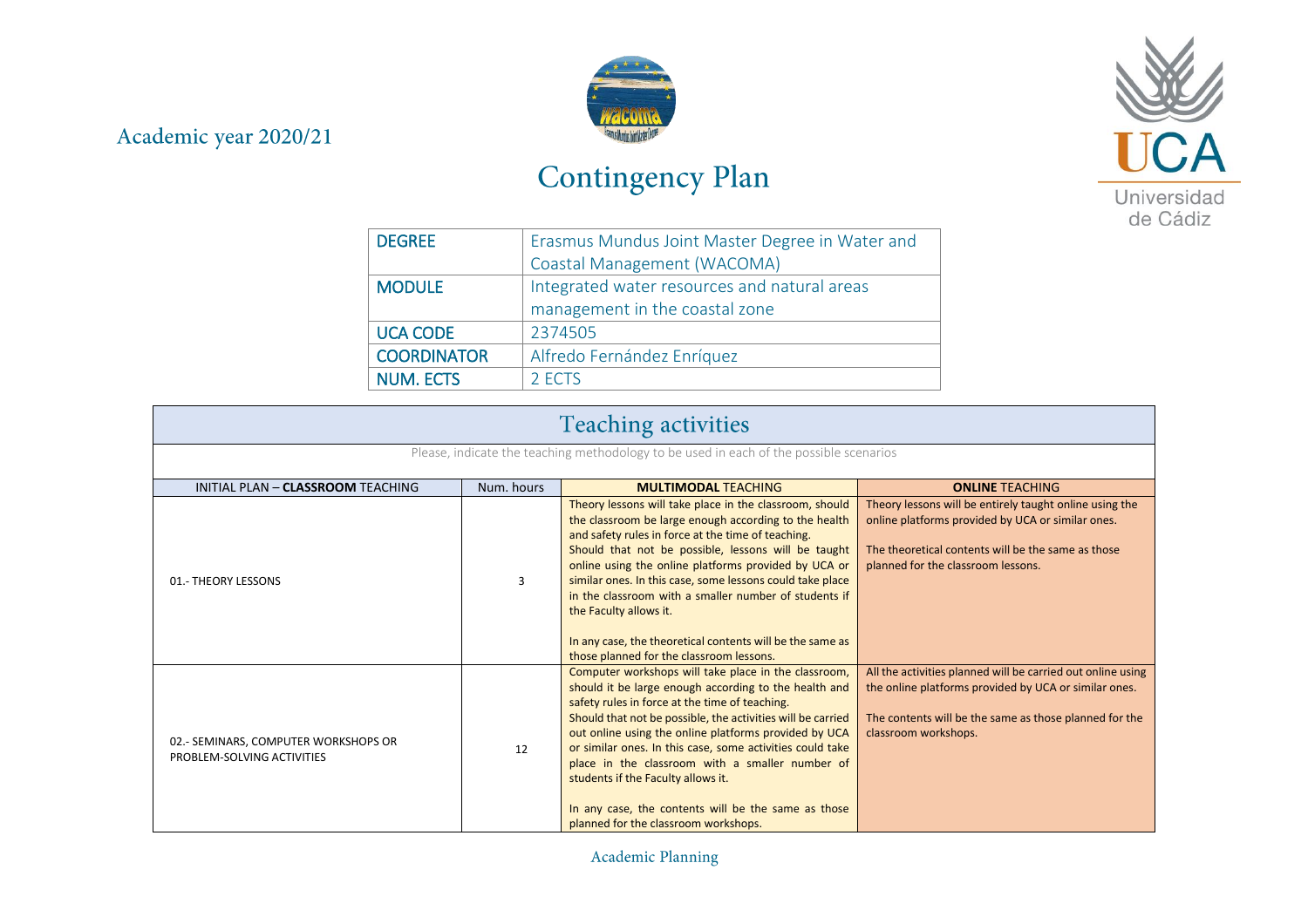Academic year 2020/21

# Contingency Plan

| DEGREE | Erasmus Mundus Joint Master Degree in Water and Coastal Management (WACOMA) |
|---|---|
| MODULE | Integrated water resources and natural areas management in the coastal zone |
| UCA CODE | 2374505 |
| COORDINATOR | Alfredo Fernández Enríquez |
| NUM. ECTS | 2 ECTS |

## Teaching activities

Please, indicate the teaching methodology to be used in each of the possible scenarios

| INITIAL PLAN – **CLASSROOM** TEACHING | Num. hours | **MULTIMODAL** TEACHING | **ONLINE** TEACHING |
|---|---|---|---|
| 01.- THEORY LESSONS | 3 | Theory lessons will take place in the classroom, should the classroom be large enough according to the health and safety rules in force at the time of teaching. Should that not be possible, lessons will be taught online using the online platforms provided by UCA or similar ones. In this case, some lessons could take place in the classroom with a smaller number of students if the Faculty allows it. In any case, the theoretical contents will be the same as those planned for the classroom lessons. | Theory lessons will be entirely taught online using the online platforms provided by UCA or similar ones. The theoretical contents will be the same as those planned for the classroom lessons. |
| 02.- SEMINARS, COMPUTER WORKSHOPS OR PROBLEM-SOLVING ACTIVITIES | 12 | Computer workshops will take place in the classroom, should it be large enough according to the health and safety rules in force at the time of teaching. Should that not be possible, the activities will be carried out online using the online platforms provided by UCA or similar ones. In this case, some activities could take place in the classroom with a smaller number of students if the Faculty allows it. In any case, the contents will be the same as those planned for the classroom workshops. | All the activities planned will be carried out online using the online platforms provided by UCA or similar ones. The contents will be the same as those planned for the classroom workshops. |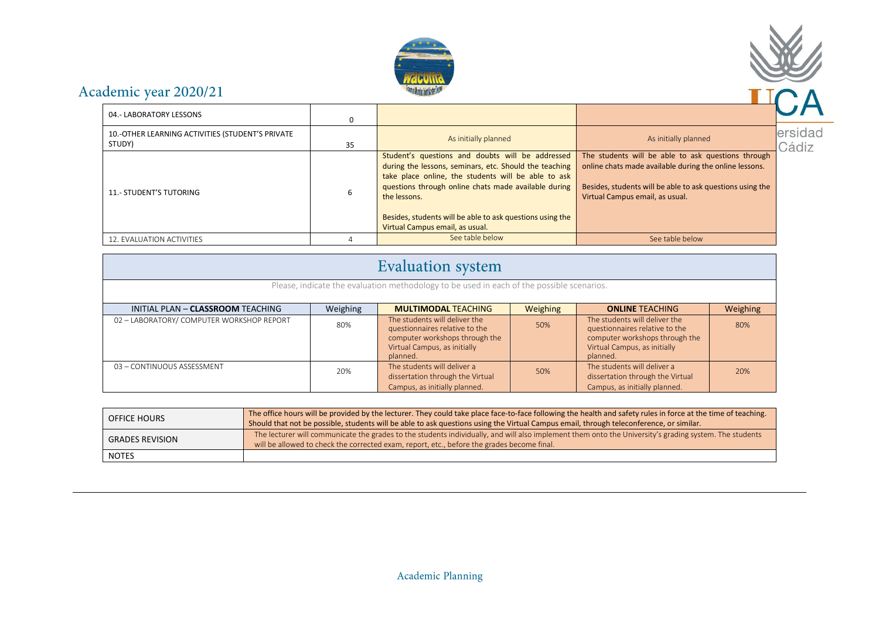Academic year 2020/21

| | | | |
|---|---|---|---|
| 04.- LABORATORY LESSONS | 0 | | |
| 10.-OTHER LEARNING ACTIVITIES (STUDENT'S PRIVATE STUDY) | 35 | As initially planned | As initially planned |
| 11.- STUDENT'S TUTORING | 6 | Student's questions and doubts will be addressed during the lessons, seminars, etc. Should the teaching take place online, the students will be able to ask questions through online chats made available during the lessons.<br><br>Besides, students will be able to ask questions using the Virtual Campus email, as usual. | The students will be able to ask questions through online chats made available during the online lessons.<br><br>Besides, students will be able to ask questions using the Virtual Campus email, as usual. |
| 12. EVALUATION ACTIVITIES | 4 | See table below | See table below |

## Evaluation system

Please, indicate the evaluation methodology to be used in each of the possible scenarios.

| INITIAL PLAN – **CLASSROOM** TEACHING | Weighing | **MULTIMODAL** TEACHING | Weighing | **ONLINE** TEACHING | Weighing |
|---|---|---|---|---|---|
| 02 – LABORATORY/ COMPUTER WORKSHOP REPORT | 80% | The students will deliver the questionnaires relative to the computer workshops through the Virtual Campus, as initially planned. | 50% | The students will deliver the questionnaires relative to the computer workshops through the Virtual Campus, as initially planned. | 80% |
| 03 – CONTINUOUS ASSESSMENT | 20% | The students will deliver a dissertation through the Virtual Campus, as initially planned. | 50% | The students will deliver a dissertation through the Virtual Campus, as initially planned. | 20% |

| | |
|---|---|
| OFFICE HOURS | The office hours will be provided by the lecturer. They could take place face-to-face following the health and safety rules in force at the time of teaching. Should that not be possible, students will be able to ask questions using the Virtual Campus email, through teleconference, or similar. |
| GRADES REVISION | The lecturer will communicate the grades to the students individually, and will also implement them onto the University's grading system. The students will be allowed to check the corrected exam, report, etc., before the grades become final. |
| NOTES | |